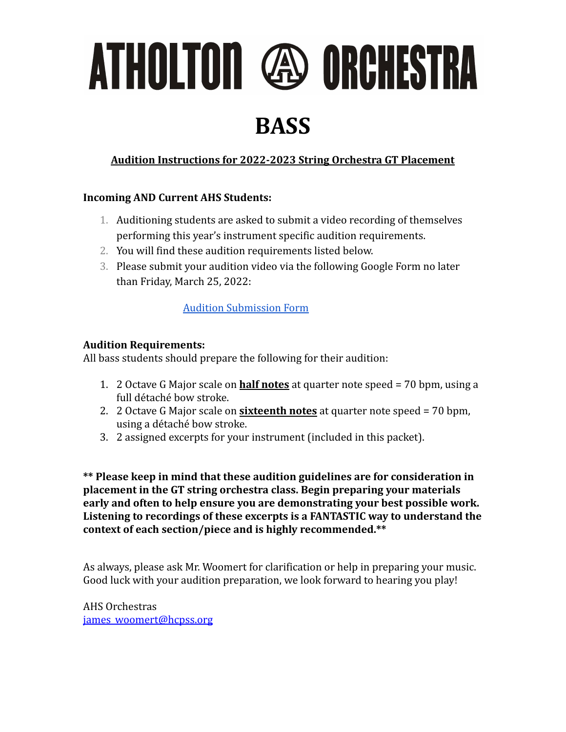# ATHOLTON ORCHESTRA

# BASS

**Audition Instructions for 2022-2023 String Orchestra GT Placement**

**Incoming AND Current AHS Students:**

1. Auditioning students are asked to submit a video recording of themselves performing this year's instrument specific audition requirements.
2. You will find these audition requirements listed below.
3. Please submit your audition video via the following Google Form no later than Friday, March 25, 2022:

   Audition Submission Form

**Audition Requirements:**
All bass students should prepare the following for their audition:

1. 2 Octave G Major scale on **half notes** at quarter note speed = 70 bpm, using a full détaché bow stroke.
2. 2 Octave G Major scale on **sixteenth notes** at quarter note speed = 70 bpm, using a détaché bow stroke.
3. 2 assigned excerpts for your instrument (included in this packet).

**** Please keep in mind that these audition guidelines are for consideration in placement in the GT string orchestra class. Begin preparing your materials early and often to help ensure you are demonstrating your best possible work. Listening to recordings of these excerpts is a FANTASTIC way to understand the context of each section/piece and is highly recommended.****

As always, please ask Mr. Woomert for clarification or help in preparing your music. Good luck with your audition preparation, we look forward to hearing you play!

AHS Orchestras
james_woomert@hcpss.org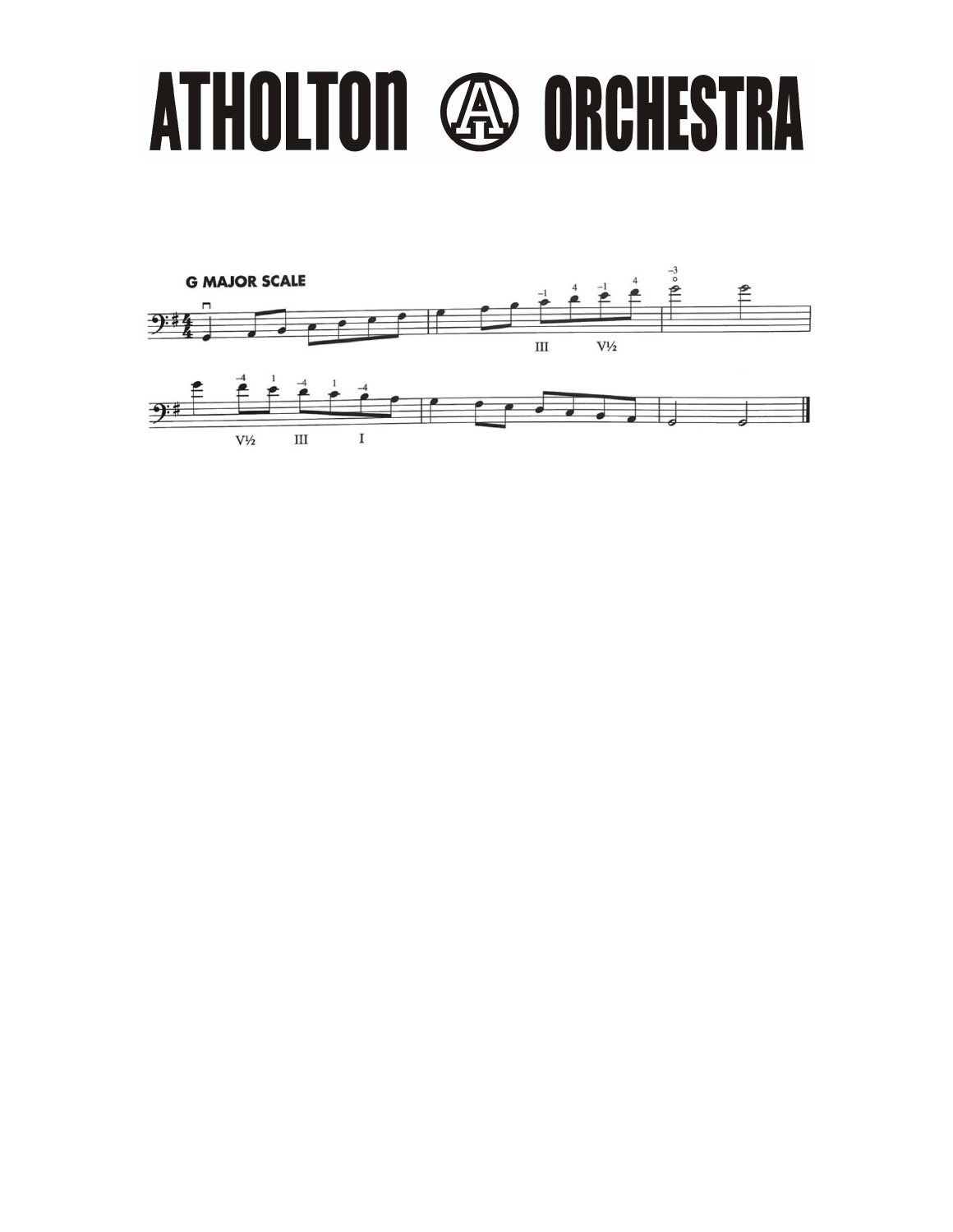# ATHOLTON ORCHESTRA

**G MAJOR SCALE**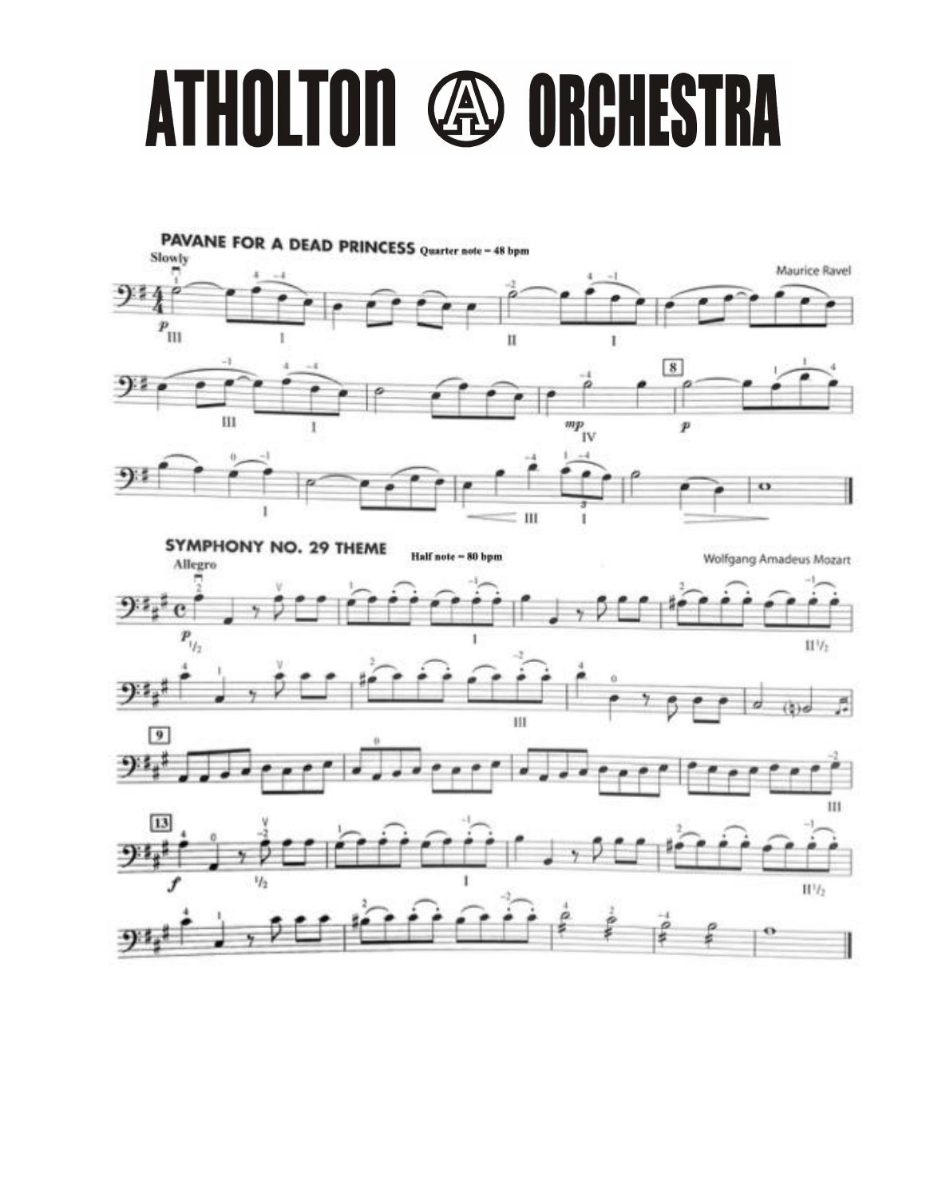# ATHOLTON ORCHESTRA

## PAVANE FOR A DEAD PRINCESS

Quarter note = 48 bpm

Slowly

Maurice Ravel

## SYMPHONY NO. 29 THEME

Half note = 80 bpm

Allegro

Wolfgang Amadeus Mozart